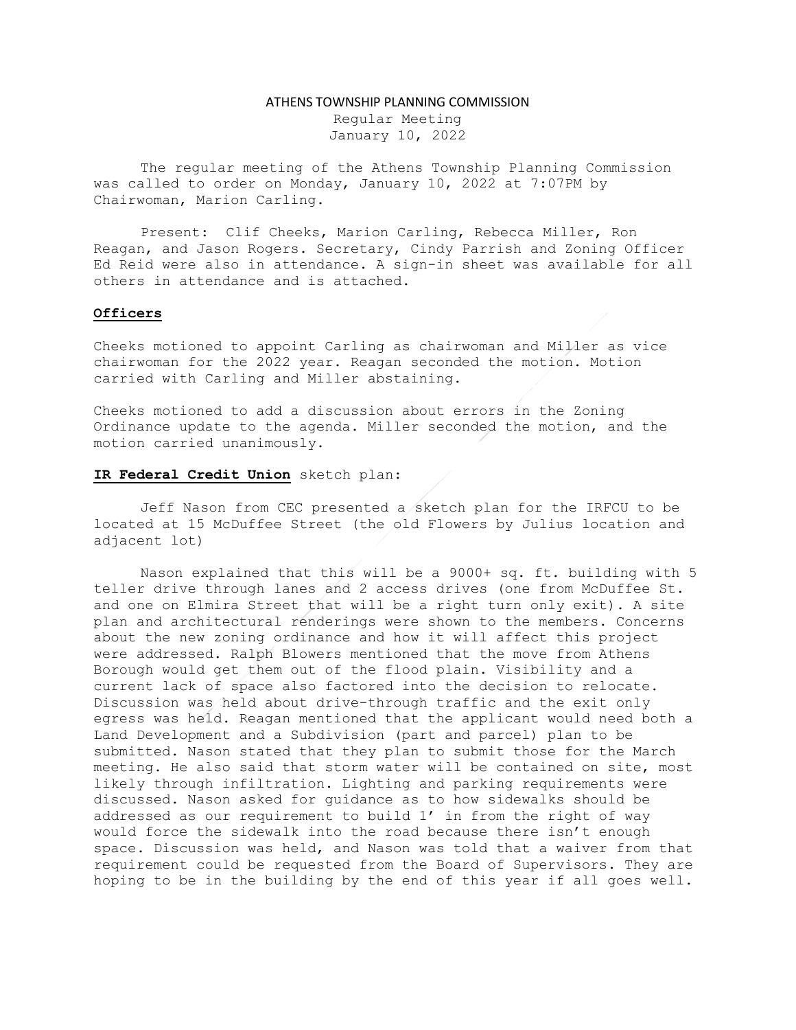# ATHENS TOWNSHIP PLANNING COMMISSION

Regular Meeting
January 10, 2022

The regular meeting of the Athens Township Planning Commission was called to order on Monday, January 10, 2022 at 7:07PM by Chairwoman, Marion Carling.

Present: Clif Cheeks, Marion Carling, Rebecca Miller, Ron Reagan, and Jason Rogers. Secretary, Cindy Parrish and Zoning Officer Ed Reid were also in attendance. A sign-in sheet was available for all others in attendance and is attached.

**Officers**

Cheeks motioned to appoint Carling as chairwoman and Miller as vice chairwoman for the 2022 year. Reagan seconded the motion. Motion carried with Carling and Miller abstaining.

Cheeks motioned to add a discussion about errors in the Zoning Ordinance update to the agenda. Miller seconded the motion, and the motion carried unanimously.

**IR Federal Credit Union** sketch plan:

Jeff Nason from CEC presented a sketch plan for the IRFCU to be located at 15 McDuffee Street (the old Flowers by Julius location and adjacent lot)

Nason explained that this will be a 9000+ sq. ft. building with 5 teller drive through lanes and 2 access drives (one from McDuffee St. and one on Elmira Street that will be a right turn only exit). A site plan and architectural renderings were shown to the members. Concerns about the new zoning ordinance and how it will affect this project were addressed. Ralph Blowers mentioned that the move from Athens Borough would get them out of the flood plain. Visibility and a current lack of space also factored into the decision to relocate. Discussion was held about drive-through traffic and the exit only egress was held. Reagan mentioned that the applicant would need both a Land Development and a Subdivision (part and parcel) plan to be submitted. Nason stated that they plan to submit those for the March meeting. He also said that storm water will be contained on site, most likely through infiltration. Lighting and parking requirements were discussed. Nason asked for guidance as to how sidewalks should be addressed as our requirement to build 1' in from the right of way would force the sidewalk into the road because there isn't enough space. Discussion was held, and Nason was told that a waiver from that requirement could be requested from the Board of Supervisors. They are hoping to be in the building by the end of this year if all goes well.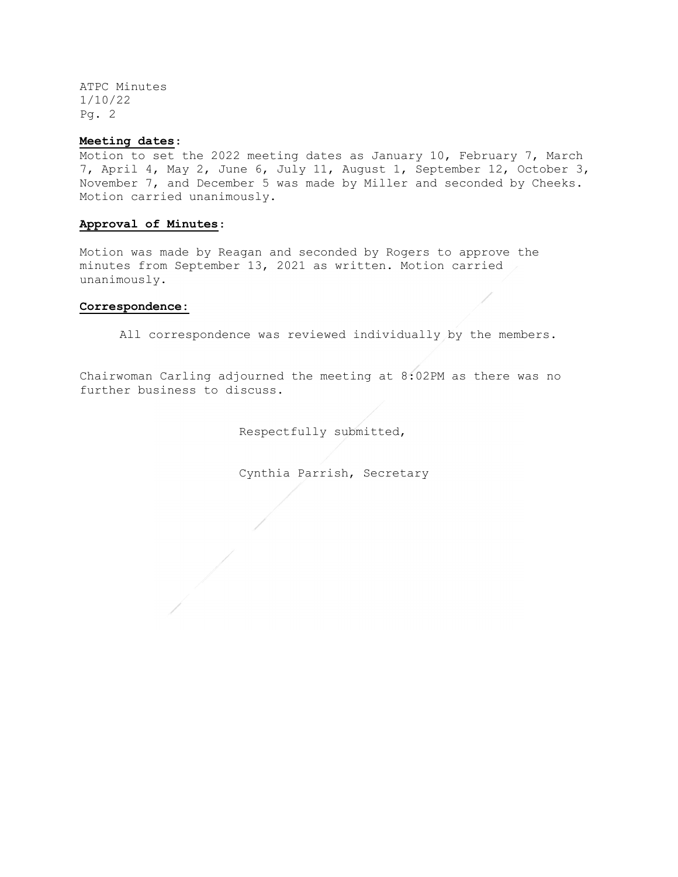**Meeting dates**:

Motion to set the 2022 meeting dates as January 10, February 7, March 7, April 4, May 2, June 6, July 11, August 1, September 12, October 3, November 7, and December 5 was made by Miller and seconded by Cheeks. Motion carried unanimously.

**Approval of Minutes**:

Motion was made by Reagan and seconded by Rogers to approve the minutes from September 13, 2021 as written. Motion carried unanimously.

**Correspondence:**

All correspondence was reviewed individually by the members.

Chairwoman Carling adjourned the meeting at 8:02PM as there was no further business to discuss.

Respectfully submitted,

Cynthia Parrish, Secretary